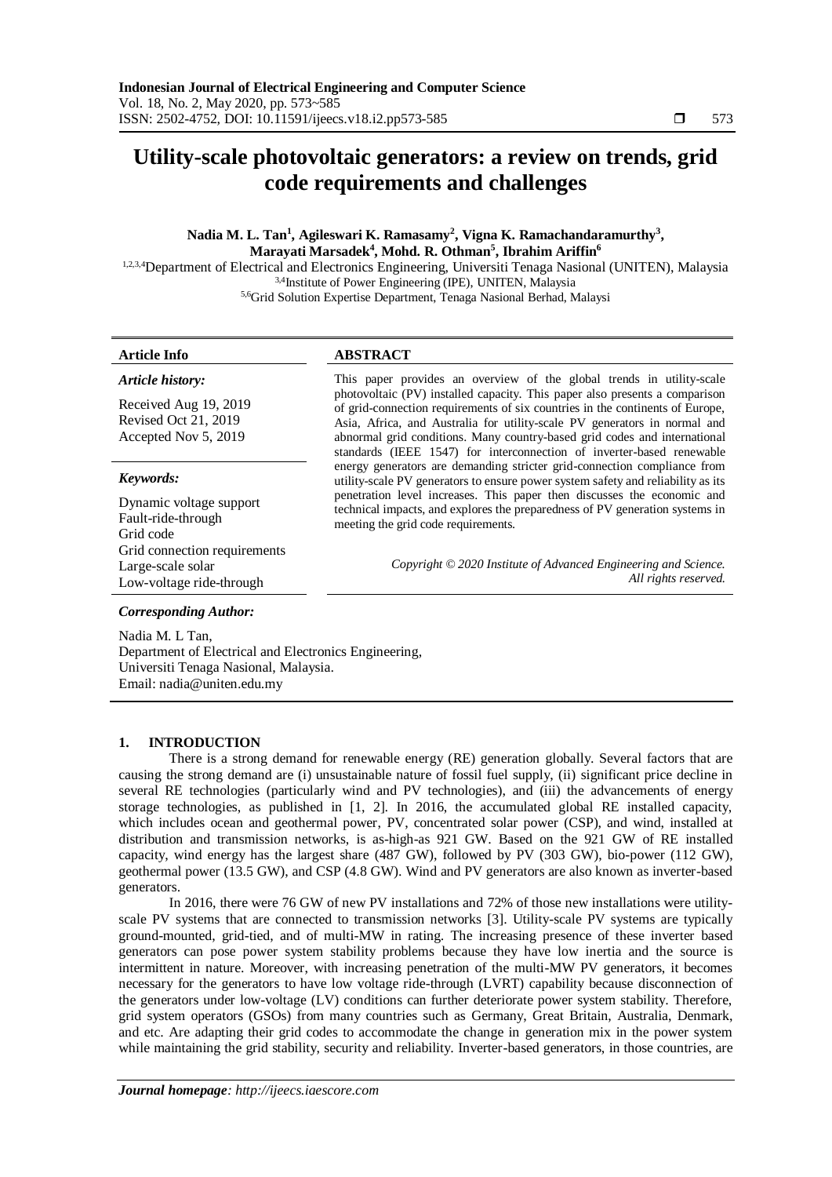# Utility-scale photovoltaic generators: a review on trends, grid code requirements and challenges

**Nadia M. L. Tan[1], Agileswari K. Ramasamy[2], Vigna K. Ramachandaramurthy[3], Marayati Marsadek[4], Mohd. R. Othman[5], Ibrahim Ariffin[6]**

[1,2,3,4]Department of Electrical and Electronics Engineering, Universiti Tenaga Nasional (UNITEN), Malaysia
[3,4]Institute of Power Engineering (IPE), UNITEN, Malaysia
[5,6]Grid Solution Expertise Department, Tenaga Nasional Berhad, Malaysi

**Article Info**

*Article history:*

Received Aug 19, 2019
Revised Oct 21, 2019
Accepted Nov 5, 2019

*Keywords:*

Dynamic voltage support
Fault-ride-through
Grid code
Grid connection requirements
Large-scale solar
Low-voltage ride-through

**ABSTRACT**

This paper provides an overview of the global trends in utility-scale photovoltaic (PV) installed capacity. This paper also presents a comparison of grid-connection requirements of six countries in the continents of Europe, Asia, Africa, and Australia for utility-scale PV generators in normal and abnormal grid conditions. Many country-based grid codes and international standards (IEEE 1547) for interconnection of inverter-based renewable energy generators are demanding stricter grid-connection compliance from utility-scale PV generators to ensure power system safety and reliability as its penetration level increases. This paper then discusses the economic and technical impacts, and explores the preparedness of PV generation systems in meeting the grid code requirements.

*Copyright © 2020 Institute of Advanced Engineering and Science. All rights reserved.*

*Corresponding Author:*

Nadia M. L Tan,
Department of Electrical and Electronics Engineering,
Universiti Tenaga Nasional, Malaysia.
Email: nadia@uniten.edu.my

## 1. INTRODUCTION

There is a strong demand for renewable energy (RE) generation globally. Several factors that are causing the strong demand are (i) unsustainable nature of fossil fuel supply, (ii) significant price decline in several RE technologies (particularly wind and PV technologies), and (iii) the advancements of energy storage technologies, as published in [1, 2]. In 2016, the accumulated global RE installed capacity, which includes ocean and geothermal power, PV, concentrated solar power (CSP), and wind, installed at distribution and transmission networks, is as-high-as 921 GW. Based on the 921 GW of RE installed capacity, wind energy has the largest share (487 GW), followed by PV (303 GW), bio-power (112 GW), geothermal power (13.5 GW), and CSP (4.8 GW). Wind and PV generators are also known as inverter-based generators.

In 2016, there were 76 GW of new PV installations and 72% of those new installations were utility-scale PV systems that are connected to transmission networks [3]. Utility-scale PV systems are typically ground-mounted, grid-tied, and of multi-MW in rating. The increasing presence of these inverter based generators can pose power system stability problems because they have low inertia and the source is intermittent in nature. Moreover, with increasing penetration of the multi-MW PV generators, it becomes necessary for the generators to have low voltage ride-through (LVRT) capability because disconnection of the generators under low-voltage (LV) conditions can further deteriorate power system stability. Therefore, grid system operators (GSOs) from many countries such as Germany, Great Britain, Australia, Denmark, and etc. Are adapting their grid codes to accommodate the change in generation mix in the power system while maintaining the grid stability, security and reliability. Inverter-based generators, in those countries, are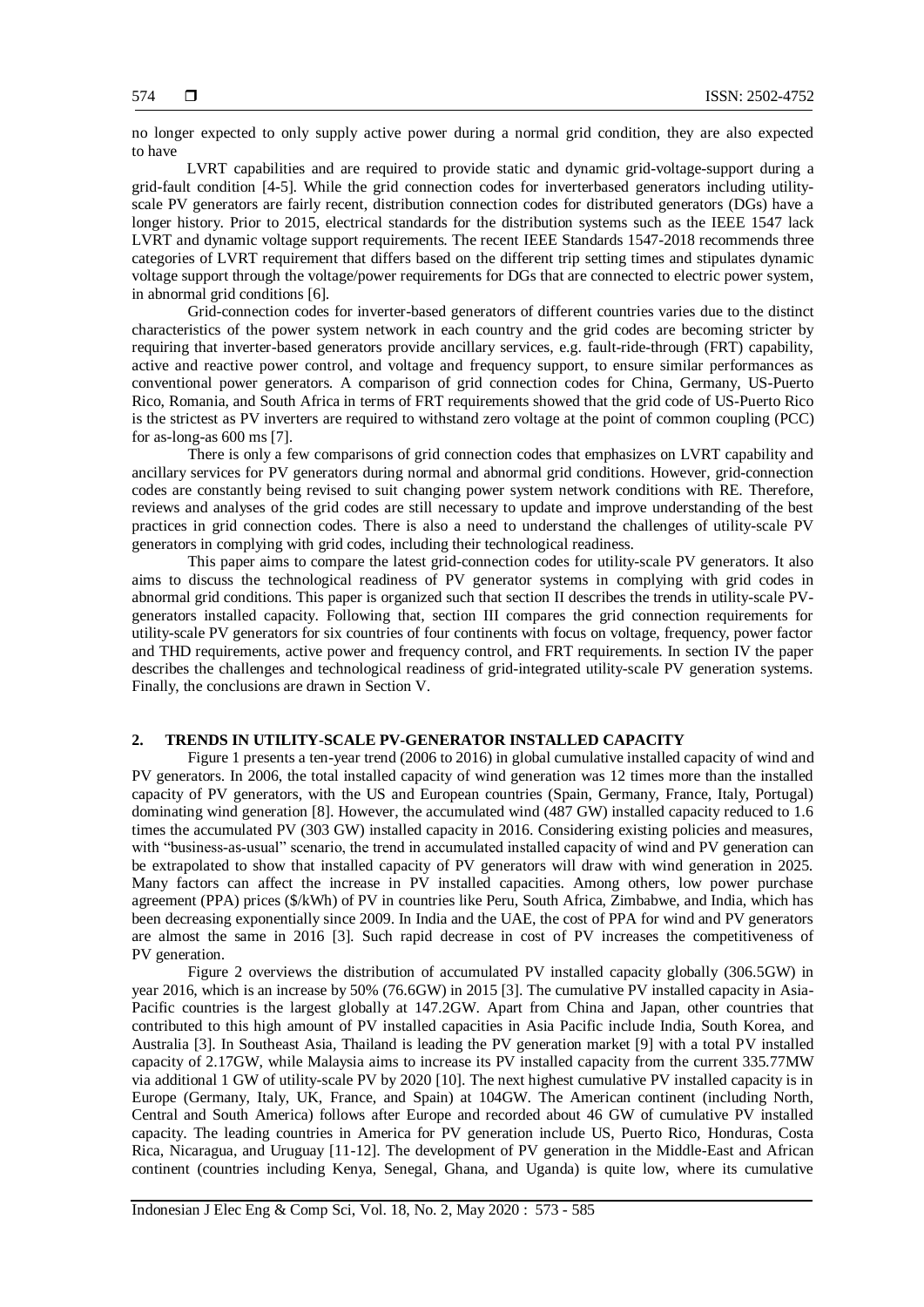no longer expected to only supply active power during a normal grid condition, they are also expected to have

LVRT capabilities and are required to provide static and dynamic grid-voltage-support during a grid-fault condition [4-5]. While the grid connection codes for inverterbased generators including utility-scale PV generators are fairly recent, distribution connection codes for distributed generators (DGs) have a longer history. Prior to 2015, electrical standards for the distribution systems such as the IEEE 1547 lack LVRT and dynamic voltage support requirements. The recent IEEE Standards 1547-2018 recommends three categories of LVRT requirement that differs based on the different trip setting times and stipulates dynamic voltage support through the voltage/power requirements for DGs that are connected to electric power system, in abnormal grid conditions [6].

Grid-connection codes for inverter-based generators of different countries varies due to the distinct characteristics of the power system network in each country and the grid codes are becoming stricter by requiring that inverter-based generators provide ancillary services, e.g. fault-ride-through (FRT) capability, active and reactive power control, and voltage and frequency support, to ensure similar performances as conventional power generators. A comparison of grid connection codes for China, Germany, US-Puerto Rico, Romania, and South Africa in terms of FRT requirements showed that the grid code of US-Puerto Rico is the strictest as PV inverters are required to withstand zero voltage at the point of common coupling (PCC) for as-long-as 600 ms [7].

There is only a few comparisons of grid connection codes that emphasizes on LVRT capability and ancillary services for PV generators during normal and abnormal grid conditions. However, grid-connection codes are constantly being revised to suit changing power system network conditions with RE. Therefore, reviews and analyses of the grid codes are still necessary to update and improve understanding of the best practices in grid connection codes. There is also a need to understand the challenges of utility-scale PV generators in complying with grid codes, including their technological readiness.

This paper aims to compare the latest grid-connection codes for utility-scale PV generators. It also aims to discuss the technological readiness of PV generator systems in complying with grid codes in abnormal grid conditions. This paper is organized such that section II describes the trends in utility-scale PV-generators installed capacity. Following that, section III compares the grid connection requirements for utility-scale PV generators for six countries of four continents with focus on voltage, frequency, power factor and THD requirements, active power and frequency control, and FRT requirements. In section IV the paper describes the challenges and technological readiness of grid-integrated utility-scale PV generation systems. Finally, the conclusions are drawn in Section V.

## 2. TRENDS IN UTILITY-SCALE PV-GENERATOR INSTALLED CAPACITY

Figure 1 presents a ten-year trend (2006 to 2016) in global cumulative installed capacity of wind and PV generators. In 2006, the total installed capacity of wind generation was 12 times more than the installed capacity of PV generators, with the US and European countries (Spain, Germany, France, Italy, Portugal) dominating wind generation [8]. However, the accumulated wind (487 GW) installed capacity reduced to 1.6 times the accumulated PV (303 GW) installed capacity in 2016. Considering existing policies and measures, with "business-as-usual" scenario, the trend in accumulated installed capacity of wind and PV generation can be extrapolated to show that installed capacity of PV generators will draw with wind generation in 2025. Many factors can affect the increase in PV installed capacities. Among others, low power purchase agreement (PPA) prices ($/kWh) of PV in countries like Peru, South Africa, Zimbabwe, and India, which has been decreasing exponentially since 2009. In India and the UAE, the cost of PPA for wind and PV generators are almost the same in 2016 [3]. Such rapid decrease in cost of PV increases the competitiveness of PV generation.

Figure 2 overviews the distribution of accumulated PV installed capacity globally (306.5GW) in year 2016, which is an increase by 50% (76.6GW) in 2015 [3]. The cumulative PV installed capacity in Asia-Pacific countries is the largest globally at 147.2GW. Apart from China and Japan, other countries that contributed to this high amount of PV installed capacities in Asia Pacific include India, South Korea, and Australia [3]. In Southeast Asia, Thailand is leading the PV generation market [9] with a total PV installed capacity of 2.17GW, while Malaysia aims to increase its PV installed capacity from the current 335.77MW via additional 1 GW of utility-scale PV by 2020 [10]. The next highest cumulative PV installed capacity is in Europe (Germany, Italy, UK, France, and Spain) at 104GW. The American continent (including North, Central and South America) follows after Europe and recorded about 46 GW of cumulative PV installed capacity. The leading countries in America for PV generation include US, Puerto Rico, Honduras, Costa Rica, Nicaragua, and Uruguay [11-12]. The development of PV generation in the Middle-East and African continent (countries including Kenya, Senegal, Ghana, and Uganda) is quite low, where its cumulative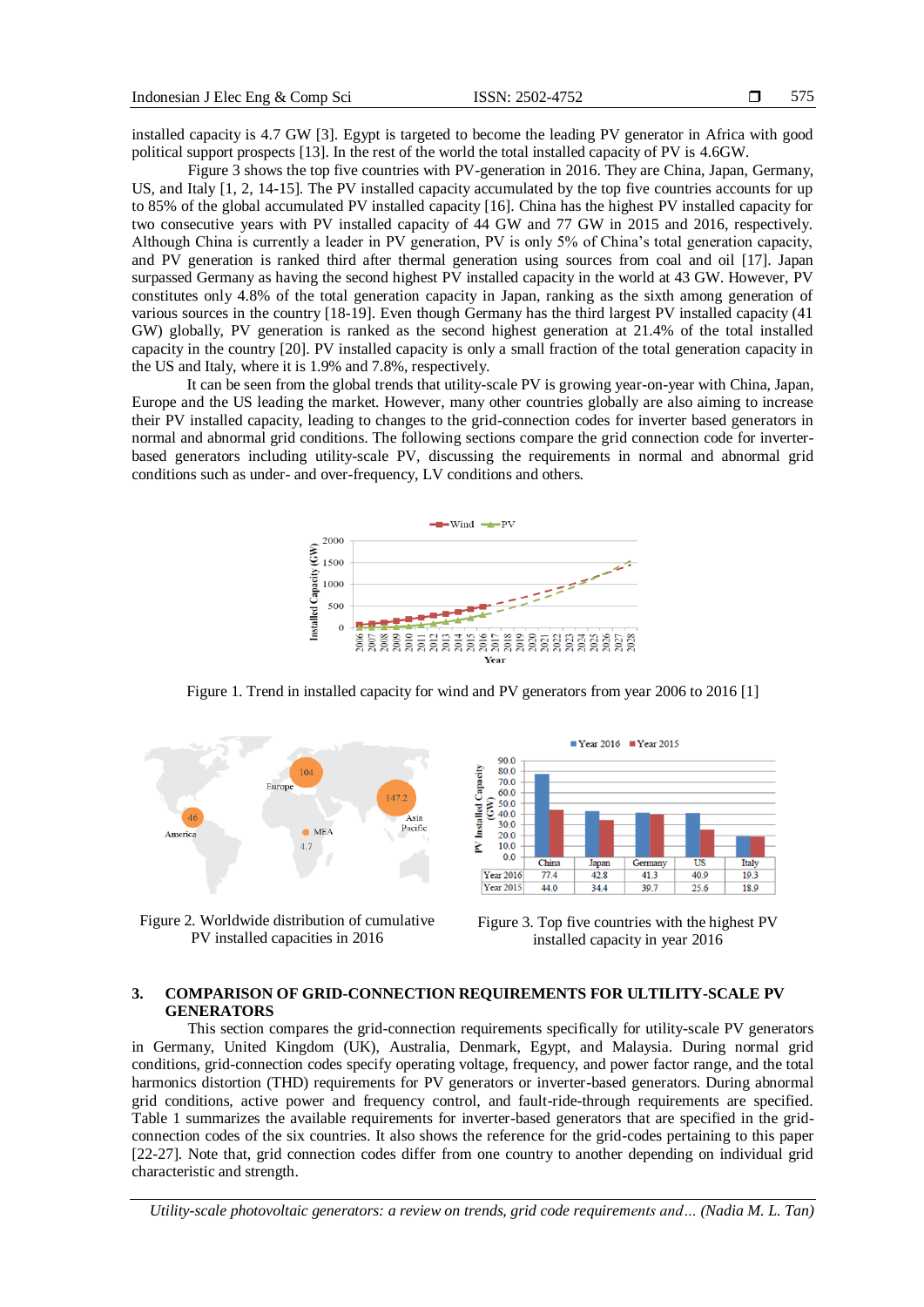installed capacity is 4.7 GW [3]. Egypt is targeted to become the leading PV generator in Africa with good political support prospects [13]. In the rest of the world the total installed capacity of PV is 4.6GW.

Figure 3 shows the top five countries with PV-generation in 2016. They are China, Japan, Germany, US, and Italy [1, 2, 14-15]. The PV installed capacity accumulated by the top five countries accounts for up to 85% of the global accumulated PV installed capacity [16]. China has the highest PV installed capacity for two consecutive years with PV installed capacity of 44 GW and 77 GW in 2015 and 2016, respectively. Although China is currently a leader in PV generation, PV is only 5% of China's total generation capacity, and PV generation is ranked third after thermal generation using sources from coal and oil [17]. Japan surpassed Germany as having the second highest PV installed capacity in the world at 43 GW. However, PV constitutes only 4.8% of the total generation capacity in Japan, ranking as the sixth among generation of various sources in the country [18-19]. Even though Germany has the third largest PV installed capacity (41 GW) globally, PV generation is ranked as the second highest generation at 21.4% of the total installed capacity in the country [20]. PV installed capacity is only a small fraction of the total generation capacity in the US and Italy, where it is 1.9% and 7.8%, respectively.

It can be seen from the global trends that utility-scale PV is growing year-on-year with China, Japan, Europe and the US leading the market. However, many other countries globally are also aiming to increase their PV installed capacity, leading to changes to the grid-connection codes for inverter based generators in normal and abnormal grid conditions. The following sections compare the grid connection code for inverter-based generators including utility-scale PV, discussing the requirements in normal and abnormal grid conditions such as under- and over-frequency, LV conditions and others.

Figure 1. Trend in installed capacity for wind and PV generators from year 2006 to 2016 [1]

Figure 2. Worldwide distribution of cumulative PV installed capacities in 2016

| | China | Japan | Germany | US | Italy |
|---|---|---|---|---|---|
| Year 2016 | 77.4 | 42.8 | 41.3 | 40.9 | 19.3 |
| Year 2015 | 44.0 | 34.4 | 39.7 | 25.6 | 18.9 |

Figure 3. Top five countries with the highest PV installed capacity in year 2016

## 3. COMPARISON OF GRID-CONNECTION REQUIREMENTS FOR ULTILITY-SCALE PV GENERATORS

This section compares the grid-connection requirements specifically for utility-scale PV generators in Germany, United Kingdom (UK), Australia, Denmark, Egypt, and Malaysia. During normal grid conditions, grid-connection codes specify operating voltage, frequency, and power factor range, and the total harmonics distortion (THD) requirements for PV generators or inverter-based generators. During abnormal grid conditions, active power and frequency control, and fault-ride-through requirements are specified. Table 1 summarizes the available requirements for inverter-based generators that are specified in the grid-connection codes of the six countries. It also shows the reference for the grid-codes pertaining to this paper [22-27]. Note that, grid connection codes differ from one country to another depending on individual grid characteristic and strength.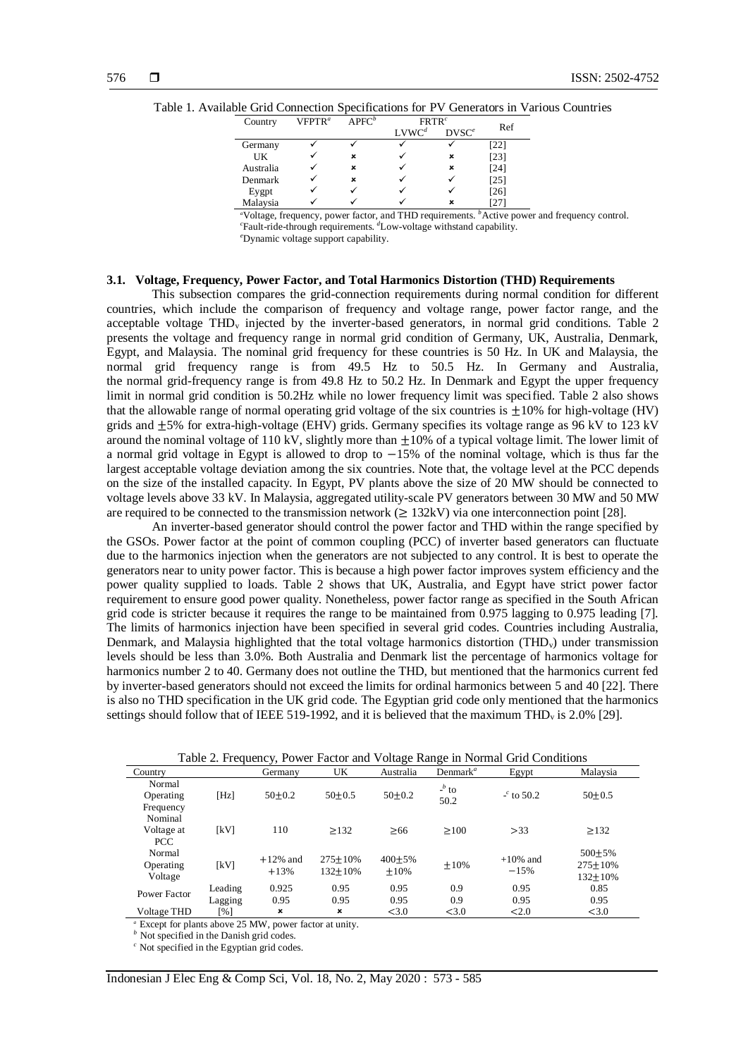Table 1. Available Grid Connection Specifications for PV Generators in Various Countries

| Country | VFPTR[a] | APFC[b] | FRTR[c] | | Ref |
|---|---|---|---|---|---|
| | | | LVWC[d] | DVSC[e] | |
| Germany | ✓ | ✓ | ✓ | ✓ | [22] |
| UK | ✓ | ✗ | ✓ | ✗ | [23] |
| Australia | ✓ | ✗ | ✓ | ✗ | [24] |
| Denmark | ✓ | ✗ | ✓ | ✓ | [25] |
| Eygpt | ✓ | ✓ | ✓ | ✓ | [26] |
| Malaysia | ✓ | ✓ | ✓ | ✗ | [27] |

[a]Voltage, frequency, power factor, and THD requirements. [b]Active power and frequency control.
[c]Fault-ride-through requirements. [d]Low-voltage withstand capability.
[e]Dynamic voltage support capability.

### 3.1. Voltage, Frequency, Power Factor, and Total Harmonics Distortion (THD) Requirements

This subsection compares the grid-connection requirements during normal condition for different countries, which include the comparison of frequency and voltage range, power factor range, and the acceptable voltage $THD_v$ injected by the inverter-based generators, in normal grid conditions. Table 2 presents the voltage and frequency range in normal grid condition of Germany, UK, Australia, Denmark, Egypt, and Malaysia. The nominal grid frequency for these countries is 50 Hz. In UK and Malaysia, the normal grid frequency range is from 49.5 Hz to 50.5 Hz. In Germany and Australia, the normal grid-frequency range is from 49.8 Hz to 50.2 Hz. In Denmark and Egypt the upper frequency limit in normal grid condition is 50.2Hz while no lower frequency limit was specified. Table 2 also shows that the allowable range of normal operating grid voltage of the six countries is $\pm 10\%$ for high-voltage (HV) grids and $\pm 5\%$ for extra-high-voltage (EHV) grids. Germany specifies its voltage range as 96 kV to 123 kV around the nominal voltage of 110 kV, slightly more than $\pm 10\%$ of a typical voltage limit. The lower limit of a normal grid voltage in Egypt is allowed to drop to $-15\%$ of the nominal voltage, which is thus far the largest acceptable voltage deviation among the six countries. Note that, the voltage level at the PCC depends on the size of the installed capacity. In Egypt, PV plants above the size of 20 MW should be connected to voltage levels above 33 kV. In Malaysia, aggregated utility-scale PV generators between 30 MW and 50 MW are required to be connected to the transmission network ($\geq$ 132kV) via one interconnection point [28].

An inverter-based generator should control the power factor and THD within the range specified by the GSOs. Power factor at the point of common coupling (PCC) of inverter based generators can fluctuate due to the harmonics injection when the generators are not subjected to any control. It is best to operate the generators near to unity power factor. This is because a high power factor improves system efficiency and the power quality supplied to loads. Table 2 shows that UK, Australia, and Egypt have strict power factor requirement to ensure good power quality. Nonetheless, power factor range as specified in the South African grid code is stricter because it requires the range to be maintained from 0.975 lagging to 0.975 leading [7]. The limits of harmonics injection have been specified in several grid codes. Countries including Australia, Denmark, and Malaysia highlighted that the total voltage harmonics distortion ($THD_v$) under transmission levels should be less than 3.0%. Both Australia and Denmark list the percentage of harmonics voltage for harmonics number 2 to 40. Germany does not outline the THD, but mentioned that the harmonics current fed by inverter-based generators should not exceed the limits for ordinal harmonics between 5 and 40 [22]. There is also no THD specification in the UK grid code. The Egyptian grid code only mentioned that the harmonics settings should follow that of IEEE 519-1992, and it is believed that the maximum $THD_v$ is 2.0% [29].

Table 2. Frequency, Power Factor and Voltage Range in Normal Grid Conditions

| Country | | Germany | UK | Australia | Denmark[a] | Egypt | Malaysia |
|---|---|---|---|---|---|---|---|
| Normal Operating Frequency | [Hz] | 50±0.2 | 50±0.5 | 50±0.2 | -[b] to 50.2 | -[c] to 50.2 | 50±0.5 |
| Nominal Voltage at PCC | [kV] | 110 | ≥132 | ≥66 | ≥100 | >33 | ≥132 |
| Normal Operating Voltage | [kV] | +12% and +13% | 275±10% 132±10% | 400±5% ±10% | ±10% | +10% and −15% | 500±5% 275±10% 132±10% |
| Power Factor | Leading | 0.925 | 0.95 | 0.95 | 0.9 | 0.95 | 0.85 |
| | Lagging | 0.95 | 0.95 | 0.95 | 0.9 | 0.95 | 0.95 |
| Voltage THD | [%] | ✗ | ✗ | <3.0 | <3.0 | <2.0 | <3.0 |

[a] Except for plants above 25 MW, power factor at unity.
[b] Not specified in the Danish grid codes.
[c] Not specified in the Egyptian grid codes.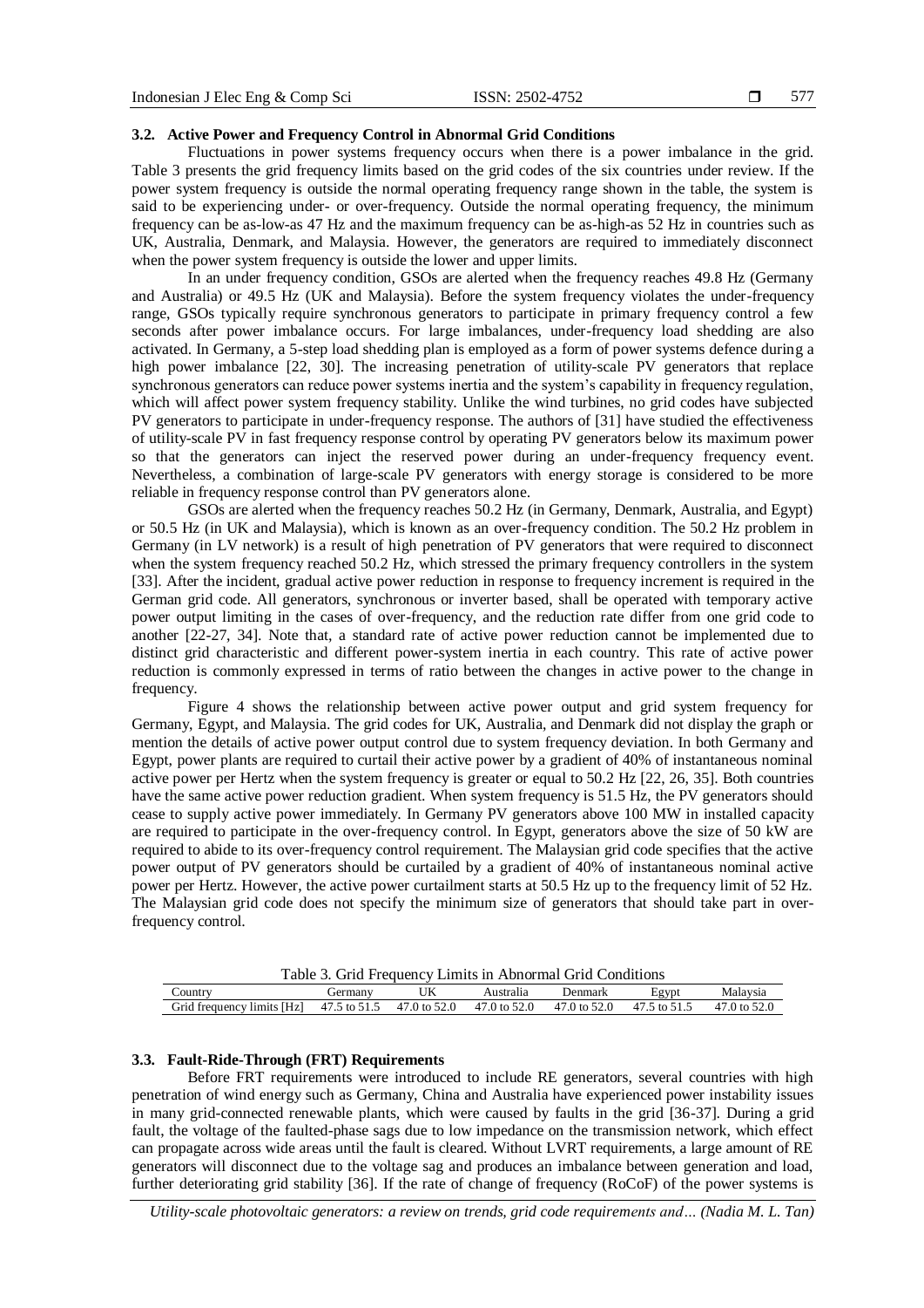### 3.2. Active Power and Frequency Control in Abnormal Grid Conditions

Fluctuations in power systems frequency occurs when there is a power imbalance in the grid. Table 3 presents the grid frequency limits based on the grid codes of the six countries under review. If the power system frequency is outside the normal operating frequency range shown in the table, the system is said to be experiencing under- or over-frequency. Outside the normal operating frequency, the minimum frequency can be as-low-as 47 Hz and the maximum frequency can be as-high-as 52 Hz in countries such as UK, Australia, Denmark, and Malaysia. However, the generators are required to immediately disconnect when the power system frequency is outside the lower and upper limits.

In an under frequency condition, GSOs are alerted when the frequency reaches 49.8 Hz (Germany and Australia) or 49.5 Hz (UK and Malaysia). Before the system frequency violates the under-frequency range, GSOs typically require synchronous generators to participate in primary frequency control a few seconds after power imbalance occurs. For large imbalances, under-frequency load shedding are also activated. In Germany, a 5-step load shedding plan is employed as a form of power systems defence during a high power imbalance [22, 30]. The increasing penetration of utility-scale PV generators that replace synchronous generators can reduce power systems inertia and the system's capability in frequency regulation, which will affect power system frequency stability. Unlike the wind turbines, no grid codes have subjected PV generators to participate in under-frequency response. The authors of [31] have studied the effectiveness of utility-scale PV in fast frequency response control by operating PV generators below its maximum power so that the generators can inject the reserved power during an under-frequency frequency event. Nevertheless, a combination of large-scale PV generators with energy storage is considered to be more reliable in frequency response control than PV generators alone.

GSOs are alerted when the frequency reaches 50.2 Hz (in Germany, Denmark, Australia, and Egypt) or 50.5 Hz (in UK and Malaysia), which is known as an over-frequency condition. The 50.2 Hz problem in Germany (in LV network) is a result of high penetration of PV generators that were required to disconnect when the system frequency reached 50.2 Hz, which stressed the primary frequency controllers in the system [33]. After the incident, gradual active power reduction in response to frequency increment is required in the German grid code. All generators, synchronous or inverter based, shall be operated with temporary active power output limiting in the cases of over-frequency, and the reduction rate differ from one grid code to another [22-27, 34]. Note that, a standard rate of active power reduction cannot be implemented due to distinct grid characteristic and different power-system inertia in each country. This rate of active power reduction is commonly expressed in terms of ratio between the changes in active power to the change in frequency.

Figure 4 shows the relationship between active power output and grid system frequency for Germany, Egypt, and Malaysia. The grid codes for UK, Australia, and Denmark did not display the graph or mention the details of active power output control due to system frequency deviation. In both Germany and Egypt, power plants are required to curtail their active power by a gradient of 40% of instantaneous nominal active power per Hertz when the system frequency is greater or equal to 50.2 Hz [22, 26, 35]. Both countries have the same active power reduction gradient. When system frequency is 51.5 Hz, the PV generators should cease to supply active power immediately. In Germany PV generators above 100 MW in installed capacity are required to participate in the over-frequency control. In Egypt, generators above the size of 50 kW are required to abide to its over-frequency control requirement. The Malaysian grid code specifies that the active power output of PV generators should be curtailed by a gradient of 40% of instantaneous nominal active power per Hertz. However, the active power curtailment starts at 50.5 Hz up to the frequency limit of 52 Hz. The Malaysian grid code does not specify the minimum size of generators that should take part in over-frequency control.

Table 3. Grid Frequency Limits in Abnormal Grid Conditions

| Country | Germany | UK | Australia | Denmark | Egypt | Malaysia |
|---|---|---|---|---|---|---|
| Grid frequency limits [Hz] | 47.5 to 51.5 | 47.0 to 52.0 | 47.0 to 52.0 | 47.0 to 52.0 | 47.5 to 51.5 | 47.0 to 52.0 |

### 3.3. Fault-Ride-Through (FRT) Requirements

Before FRT requirements were introduced to include RE generators, several countries with high penetration of wind energy such as Germany, China and Australia have experienced power instability issues in many grid-connected renewable plants, which were caused by faults in the grid [36-37]. During a grid fault, the voltage of the faulted-phase sags due to low impedance on the transmission network, which effect can propagate across wide areas until the fault is cleared. Without LVRT requirements, a large amount of RE generators will disconnect due to the voltage sag and produces an imbalance between generation and load, further deteriorating grid stability [36]. If the rate of change of frequency (RoCoF) of the power systems is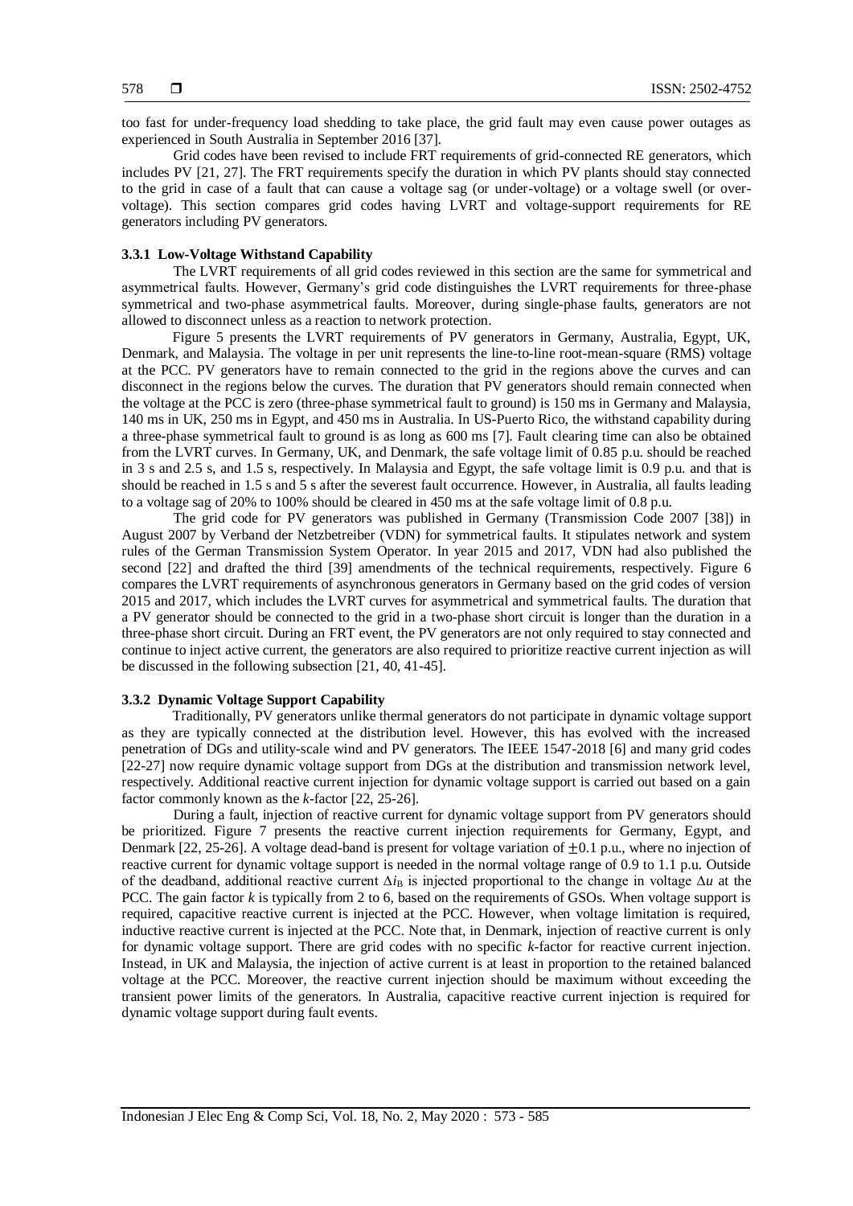too fast for under-frequency load shedding to take place, the grid fault may even cause power outages as experienced in South Australia in September 2016 [37].

Grid codes have been revised to include FRT requirements of grid-connected RE generators, which includes PV [21, 27]. The FRT requirements specify the duration in which PV plants should stay connected to the grid in case of a fault that can cause a voltage sag (or under-voltage) or a voltage swell (or over-voltage). This section compares grid codes having LVRT and voltage-support requirements for RE generators including PV generators.

### 3.3.1 Low-Voltage Withstand Capability

The LVRT requirements of all grid codes reviewed in this section are the same for symmetrical and asymmetrical faults. However, Germany's grid code distinguishes the LVRT requirements for three-phase symmetrical and two-phase asymmetrical faults. Moreover, during single-phase faults, generators are not allowed to disconnect unless as a reaction to network protection.

Figure 5 presents the LVRT requirements of PV generators in Germany, Australia, Egypt, UK, Denmark, and Malaysia. The voltage in per unit represents the line-to-line root-mean-square (RMS) voltage at the PCC. PV generators have to remain connected to the grid in the regions above the curves and can disconnect in the regions below the curves. The duration that PV generators should remain connected when the voltage at the PCC is zero (three-phase symmetrical fault to ground) is 150 ms in Germany and Malaysia, 140 ms in UK, 250 ms in Egypt, and 450 ms in Australia. In US-Puerto Rico, the withstand capability during a three-phase symmetrical fault to ground is as long as 600 ms [7]. Fault clearing time can also be obtained from the LVRT curves. In Germany, UK, and Denmark, the safe voltage limit of 0.85 p.u. should be reached in 3 s and 2.5 s, and 1.5 s, respectively. In Malaysia and Egypt, the safe voltage limit is 0.9 p.u. and that is should be reached in 1.5 s and 5 s after the severest fault occurrence. However, in Australia, all faults leading to a voltage sag of 20% to 100% should be cleared in 450 ms at the safe voltage limit of 0.8 p.u.

The grid code for PV generators was published in Germany (Transmission Code 2007 [38]) in August 2007 by Verband der Netzbetreiber (VDN) for symmetrical faults. It stipulates network and system rules of the German Transmission System Operator. In year 2015 and 2017, VDN had also published the second [22] and drafted the third [39] amendments of the technical requirements, respectively. Figure 6 compares the LVRT requirements of asynchronous generators in Germany based on the grid codes of version 2015 and 2017, which includes the LVRT curves for asymmetrical and symmetrical faults. The duration that a PV generator should be connected to the grid in a two-phase short circuit is longer than the duration in a three-phase short circuit. During an FRT event, the PV generators are not only required to stay connected and continue to inject active current, the generators are also required to prioritize reactive current injection as will be discussed in the following subsection [21, 40, 41-45].

### 3.3.2 Dynamic Voltage Support Capability

Traditionally, PV generators unlike thermal generators do not participate in dynamic voltage support as they are typically connected at the distribution level. However, this has evolved with the increased penetration of DGs and utility-scale wind and PV generators. The IEEE 1547-2018 [6] and many grid codes [22-27] now require dynamic voltage support from DGs at the distribution and transmission network level, respectively. Additional reactive current injection for dynamic voltage support is carried out based on a gain factor commonly known as the *k*-factor [22, 25-26].

During a fault, injection of reactive current for dynamic voltage support from PV generators should be prioritized. Figure 7 presents the reactive current injection requirements for Germany, Egypt, and Denmark [22, 25-26]. A voltage dead-band is present for voltage variation of $\pm 0.1$ p.u., where no injection of reactive current for dynamic voltage support is needed in the normal voltage range of 0.9 to 1.1 p.u. Outside of the deadband, additional reactive current $\Delta i_B$ is injected proportional to the change in voltage $\Delta u$ at the PCC. The gain factor $k$ is typically from 2 to 6, based on the requirements of GSOs. When voltage support is required, capacitive reactive current is injected at the PCC. However, when voltage limitation is required, inductive reactive current is injected at the PCC. Note that, in Denmark, injection of reactive current is only for dynamic voltage support. There are grid codes with no specific *k*-factor for reactive current injection. Instead, in UK and Malaysia, the injection of active current is at least in proportion to the retained balanced voltage at the PCC. Moreover, the reactive current injection should be maximum without exceeding the transient power limits of the generators. In Australia, capacitive reactive current injection is required for dynamic voltage support during fault events.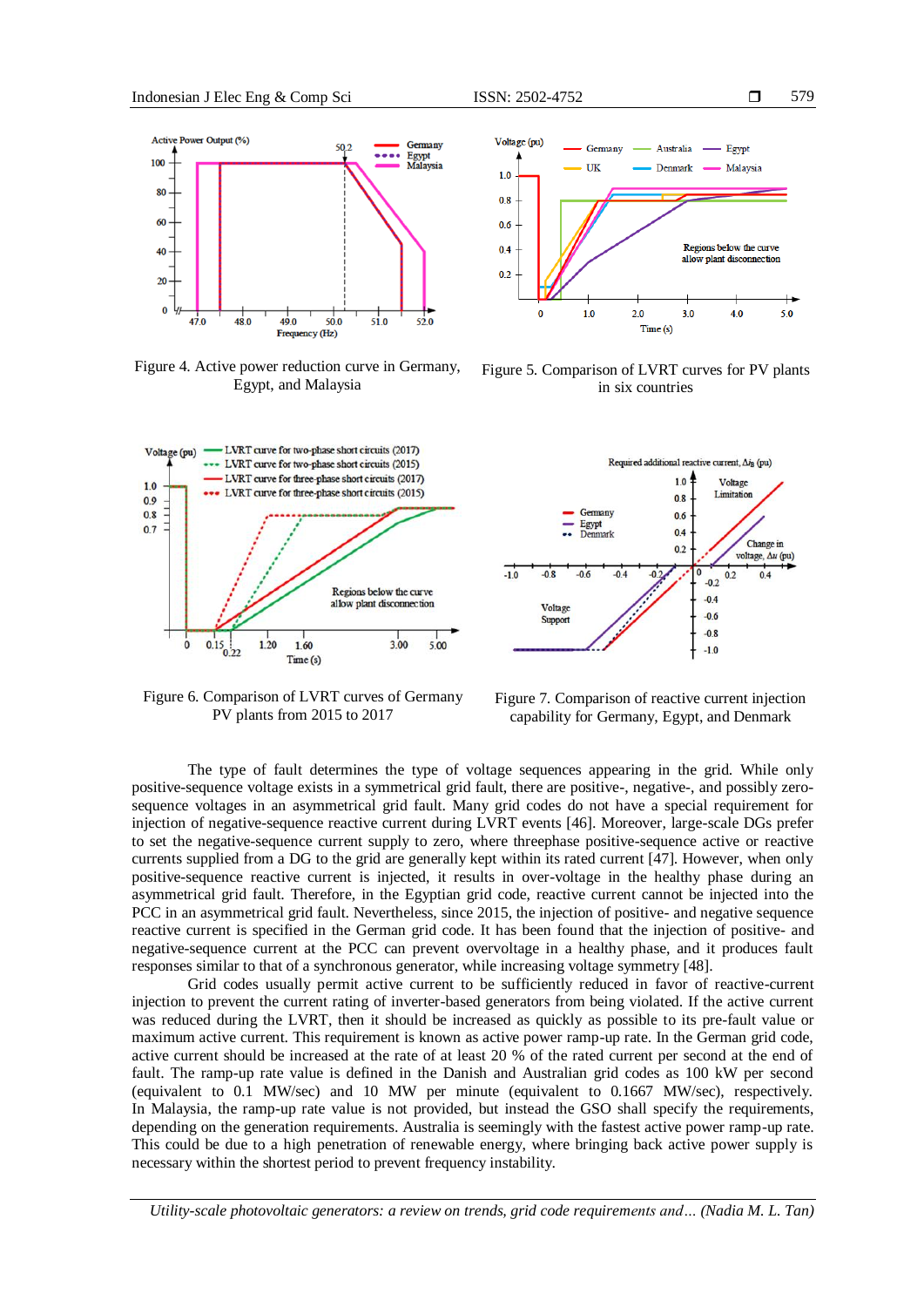Figure 4. Active power reduction curve in Germany, Egypt, and Malaysia

Figure 5. Comparison of LVRT curves for PV plants in six countries

Figure 6. Comparison of LVRT curves of Germany PV plants from 2015 to 2017

Figure 7. Comparison of reactive current injection capability for Germany, Egypt, and Denmark

The type of fault determines the type of voltage sequences appearing in the grid. While only positive-sequence voltage exists in a symmetrical grid fault, there are positive-, negative-, and possibly zero-sequence voltages in an asymmetrical grid fault. Many grid codes do not have a special requirement for injection of negative-sequence reactive current during LVRT events [46]. Moreover, large-scale DGs prefer to set the negative-sequence current supply to zero, where threephase positive-sequence active or reactive currents supplied from a DG to the grid are generally kept within its rated current [47]. However, when only positive-sequence reactive current is injected, it results in over-voltage in the healthy phase during an asymmetrical grid fault. Therefore, in the Egyptian grid code, reactive current cannot be injected into the PCC in an asymmetrical grid fault. Nevertheless, since 2015, the injection of positive- and negative sequence reactive current is specified in the German grid code. It has been found that the injection of positive- and negative-sequence current at the PCC can prevent overvoltage in a healthy phase, and it produces fault responses similar to that of a synchronous generator, while increasing voltage symmetry [48].

Grid codes usually permit active current to be sufficiently reduced in favor of reactive-current injection to prevent the current rating of inverter-based generators from being violated. If the active current was reduced during the LVRT, then it should be increased as quickly as possible to its pre-fault value or maximum active current. This requirement is known as active power ramp-up rate. In the German grid code, active current should be increased at the rate of at least 20 % of the rated current per second at the end of fault. The ramp-up rate value is defined in the Danish and Australian grid codes as 100 kW per second (equivalent to 0.1 MW/sec) and 10 MW per minute (equivalent to 0.1667 MW/sec), respectively. In Malaysia, the ramp-up rate value is not provided, but instead the GSO shall specify the requirements, depending on the generation requirements. Australia is seemingly with the fastest active power ramp-up rate. This could be due to a high penetration of renewable energy, where bringing back active power supply is necessary within the shortest period to prevent frequency instability.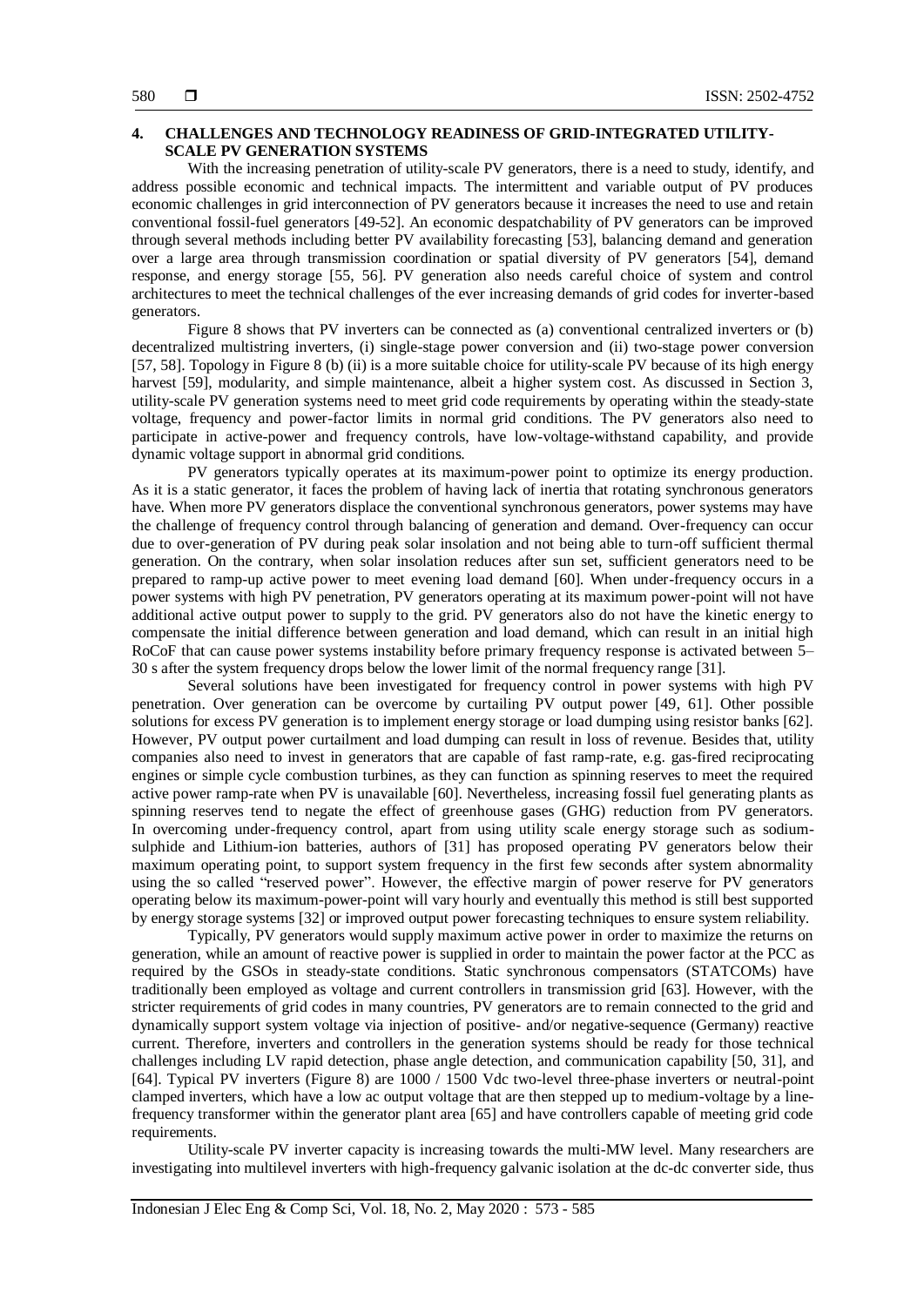## 4. CHALLENGES AND TECHNOLOGY READINESS OF GRID-INTEGRATED UTILITY-SCALE PV GENERATION SYSTEMS

With the increasing penetration of utility-scale PV generators, there is a need to study, identify, and address possible economic and technical impacts. The intermittent and variable output of PV produces economic challenges in grid interconnection of PV generators because it increases the need to use and retain conventional fossil-fuel generators [49-52]. An economic despatchability of PV generators can be improved through several methods including better PV availability forecasting [53], balancing demand and generation over a large area through transmission coordination or spatial diversity of PV generators [54], demand response, and energy storage [55, 56]. PV generation also needs careful choice of system and control architectures to meet the technical challenges of the ever increasing demands of grid codes for inverter-based generators.

Figure 8 shows that PV inverters can be connected as (a) conventional centralized inverters or (b) decentralized multistring inverters, (i) single-stage power conversion and (ii) two-stage power conversion [57, 58]. Topology in Figure 8 (b) (ii) is a more suitable choice for utility-scale PV because of its high energy harvest [59], modularity, and simple maintenance, albeit a higher system cost. As discussed in Section 3, utility-scale PV generation systems need to meet grid code requirements by operating within the steady-state voltage, frequency and power-factor limits in normal grid conditions. The PV generators also need to participate in active-power and frequency controls, have low-voltage-withstand capability, and provide dynamic voltage support in abnormal grid conditions.

PV generators typically operates at its maximum-power point to optimize its energy production. As it is a static generator, it faces the problem of having lack of inertia that rotating synchronous generators have. When more PV generators displace the conventional synchronous generators, power systems may have the challenge of frequency control through balancing of generation and demand. Over-frequency can occur due to over-generation of PV during peak solar insolation and not being able to turn-off sufficient thermal generation. On the contrary, when solar insolation reduces after sun set, sufficient generators need to be prepared to ramp-up active power to meet evening load demand [60]. When under-frequency occurs in a power systems with high PV penetration, PV generators operating at its maximum power-point will not have additional output power to supply to the grid. PV generators also do not have the kinetic energy to compensate the initial difference between generation and load demand, which can result in an initial high RoCoF that can cause power systems instability before primary frequency response is activated between 5–30 s after the system frequency drops below the lower limit of the normal frequency range [31].

Several solutions have been investigated for frequency control in power systems with high PV penetration. Over generation can be overcome by curtailing PV output power [49, 61]. Other possible solutions for excess PV generation is to implement energy storage or load dumping using resistor banks [62]. However, PV output power curtailment and load dumping can result in loss of revenue. Besides that, utility companies also need to invest in generators that are capable of fast ramp-rate, e.g. gas-fired reciprocating engines or simple cycle combustion turbines, as they can function as spinning reserves to meet the required active power ramp-rate when PV is unavailable [60]. Nevertheless, increasing fossil fuel generating plants as spinning reserves tend to negate the effect of greenhouse gases (GHG) reduction from PV generators. In overcoming under-frequency control, apart from using utility scale energy storage such as sodium-sulphide and Lithium-ion batteries, authors of [31] has proposed operating PV generators below their maximum operating point, to support system frequency in the first few seconds after system abnormality using the so called "reserved power". However, the effective margin of power reserve for PV generators operating below its maximum-power-point will vary hourly and eventually this method is still best supported by energy storage systems [32] or improved output power forecasting techniques to ensure system reliability.

Typically, PV generators would supply maximum active power in order to maximize the returns on generation, while an amount of reactive power is supplied in order to maintain the power factor at the PCC as required by the GSOs in steady-state conditions. Static synchronous compensators (STATCOMs) have traditionally been employed as voltage and current controllers in transmission grid [63]. However, with the stricter requirements of grid codes in many countries, PV generators are to remain connected to the grid and dynamically support system voltage via injection of positive- and/or negative-sequence (Germany) reactive current. Therefore, inverters and controllers in the generation systems should be ready for those technical challenges including LV rapid detection, phase angle detection, and communication capability [50, 31], and [64]. Typical PV inverters (Figure 8) are 1000 / 1500 Vdc two-level three-phase inverters or neutral-point clamped inverters, which have a low ac output voltage that are then stepped up to medium-voltage by a line-frequency transformer within the generator plant area [65] and have controllers capable of meeting grid code requirements.

Utility-scale PV inverter capacity is increasing towards the multi-MW level. Many researchers are investigating into multilevel inverters with high-frequency galvanic isolation at the dc-dc converter side, thus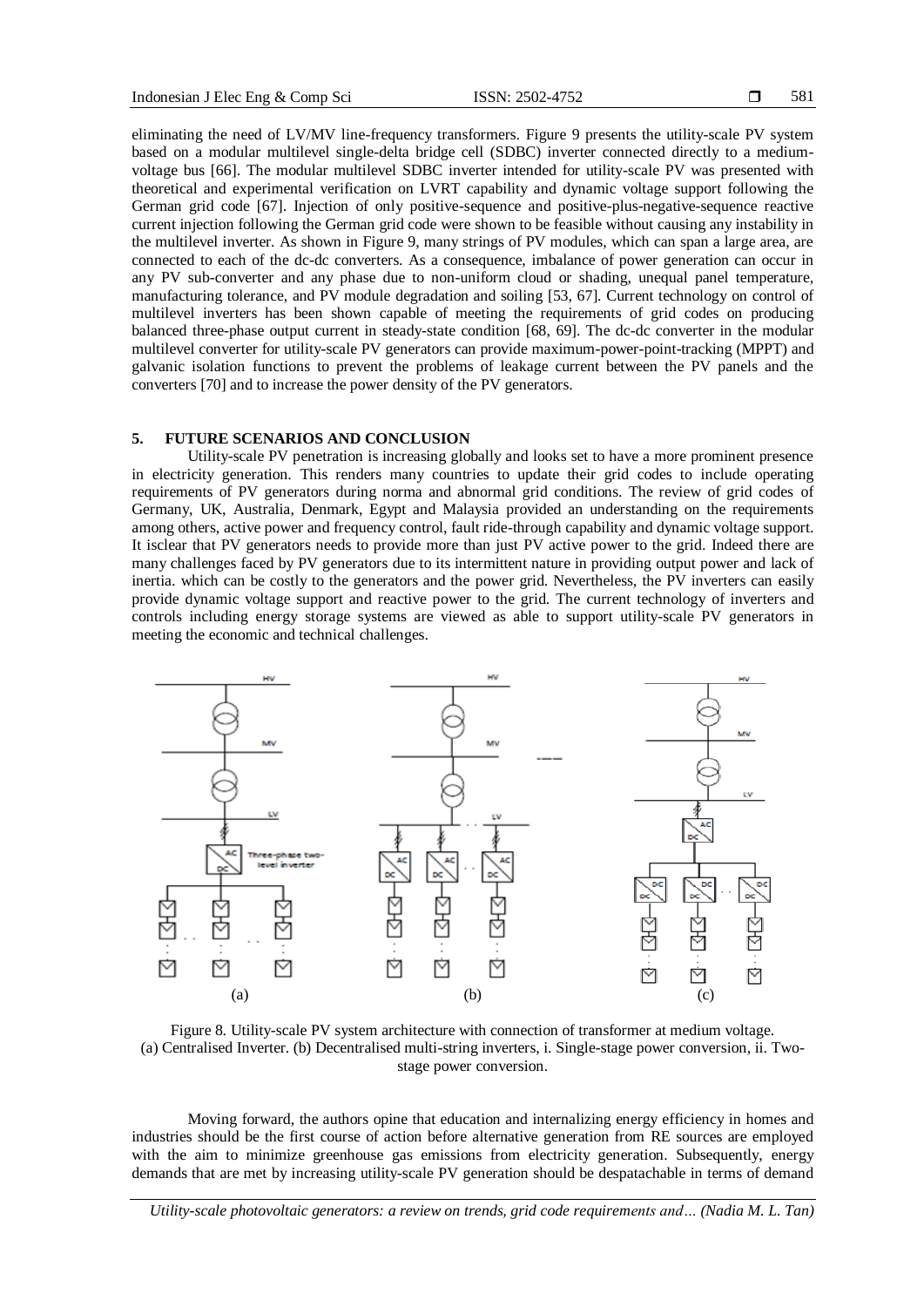eliminating the need of LV/MV line-frequency transformers. Figure 9 presents the utility-scale PV system based on a modular multilevel single-delta bridge cell (SDBC) inverter connected directly to a medium-voltage bus [66]. The modular multilevel SDBC inverter intended for utility-scale PV was presented with theoretical and experimental verification on LVRT capability and dynamic voltage support following the German grid code [67]. Injection of only positive-sequence and positive-plus-negative-sequence reactive current injection following the German grid code were shown to be feasible without causing any instability in the multilevel inverter. As shown in Figure 9, many strings of PV modules, which can span a large area, are connected to each of the dc-dc converters. As a consequence, imbalance of power generation can occur in any PV sub-converter and any phase due to non-uniform cloud or shading, unequal panel temperature, manufacturing tolerance, and PV module degradation and soiling [53, 67]. Current technology on control of multilevel inverters has been shown capable of meeting the requirements of grid codes on producing balanced three-phase output current in steady-state condition [68, 69]. The dc-dc converter in the modular multilevel converter for utility-scale PV generators can provide maximum-power-point-tracking (MPPT) and galvanic isolation functions to prevent the problems of leakage current between the PV panels and the converters [70] and to increase the power density of the PV generators.

## 5. FUTURE SCENARIOS AND CONCLUSION

Utility-scale PV penetration is increasing globally and looks set to have a more prominent presence in electricity generation. This renders many countries to update their grid codes to include operating requirements of PV generators during norma and abnormal grid conditions. The review of grid codes of Germany, UK, Australia, Denmark, Egypt and Malaysia provided an understanding on the requirements among others, active power and frequency control, fault ride-through capability and dynamic voltage support. It isclear that PV generators needs to provide more than just PV active power to the grid. Indeed there are many challenges faced by PV generators due to its intermittent nature in providing output power and lack of inertia. which can be costly to the generators and the power grid. Nevertheless, the PV inverters can easily provide dynamic voltage support and reactive power to the grid. The current technology of inverters and controls including energy storage systems are viewed as able to support utility-scale PV generators in meeting the economic and technical challenges.

Figure 8. Utility-scale PV system architecture with connection of transformer at medium voltage.
(a) Centralised Inverter. (b) Decentralised multi-string inverters, i. Single-stage power conversion, ii. Two-stage power conversion.

Moving forward, the authors opine that education and internalizing energy efficiency in homes and industries should be the first course of action before alternative generation from RE sources are employed with the aim to minimize greenhouse gas emissions from electricity generation. Subsequently, energy demands that are met by increasing utility-scale PV generation should be despatachable in terms of demand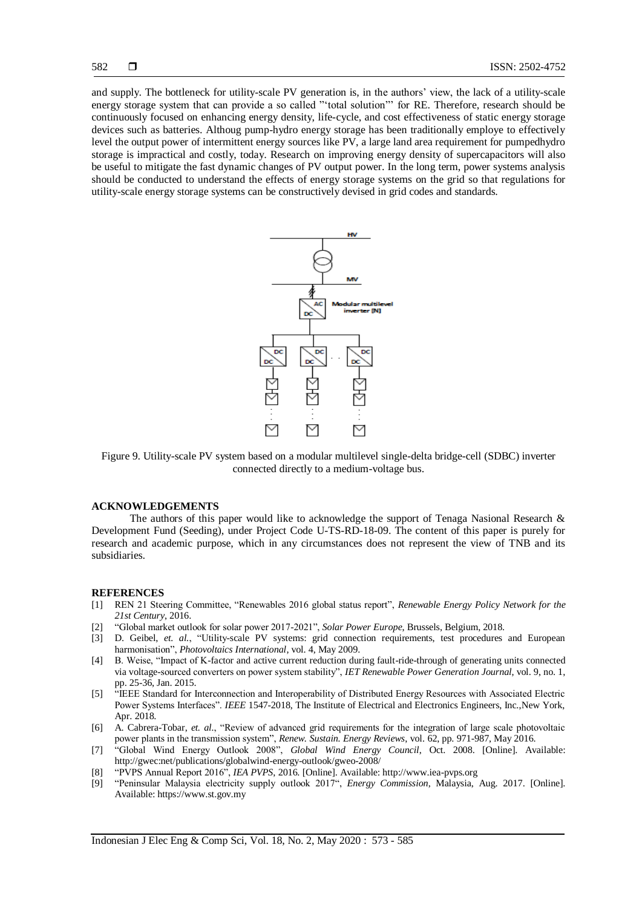and supply. The bottleneck for utility-scale PV generation is, in the authors' view, the lack of a utility-scale energy storage system that can provide a so called "'total solution"' for RE. Therefore, research should be continuously focused on enhancing energy density, life-cycle, and cost effectiveness of static energy storage devices such as batteries. Althoug pump-hydro energy storage has been traditionally employe to effectively level the output power of intermittent energy sources like PV, a large land area requirement for pumpedhydro storage is impractical and costly, today. Research on improving energy density of supercapacitors will also be useful to mitigate the fast dynamic changes of PV output power. In the long term, power systems analysis should be conducted to understand the effects of energy storage systems on the grid so that regulations for utility-scale energy storage systems can be constructively devised in grid codes and standards.

Figure 9. Utility-scale PV system based on a modular multilevel single-delta bridge-cell (SDBC) inverter connected directly to a medium-voltage bus.

## ACKNOWLEDGEMENTS

The authors of this paper would like to acknowledge the support of Tenaga Nasional Research & Development Fund (Seeding), under Project Code U-TS-RD-18-09. The content of this paper is purely for research and academic purpose, which in any circumstances does not represent the view of TNB and its subsidiaries.

## REFERENCES

[1] REN 21 Steering Committee, "Renewables 2016 global status report", *Renewable Energy Policy Network for the 21st Century*, 2016.

[2] "Global market outlook for solar power 2017-2021", *Solar Power Europe*, Brussels, Belgium, 2018.

[3] D. Geibel, *et. al.*, "Utility-scale PV systems: grid connection requirements, test procedures and European harmonisation", *Photovoltaics International*, vol. 4, May 2009.

[4] B. Weise, "Impact of K-factor and active current reduction during fault-ride-through of generating units connected via voltage-sourced converters on power system stability", *IET Renewable Power Generation Journal*, vol. 9, no. 1, pp. 25-36, Jan. 2015.

[5] "IEEE Standard for Interconnection and Interoperability of Distributed Energy Resources with Associated Electric Power Systems Interfaces". *IEEE* 1547-2018, The Institute of Electrical and Electronics Engineers, Inc.,New York, Apr. 2018.

[6] A. Cabrera-Tobar, *et. al.*, "Review of advanced grid requirements for the integration of large scale photovoltaic power plants in the transmission system", *Renew. Sustain. Energy Reviews*, vol. 62, pp. 971-987, May 2016.

[7] "Global Wind Energy Outlook 2008", *Global Wind Energy Council*, Oct. 2008. [Online]. Available: http://gwec:net/publications/globalwind-energy-outlook/gweo-2008/

[8] "PVPS Annual Report 2016", *IEA PVPS*, 2016. [Online]. Available: http://www.iea-pvps.org

[9] "Peninsular Malaysia electricity supply outlook 2017", *Energy Commission*, Malaysia, Aug. 2017. [Online]. Available: https://www.st.gov.my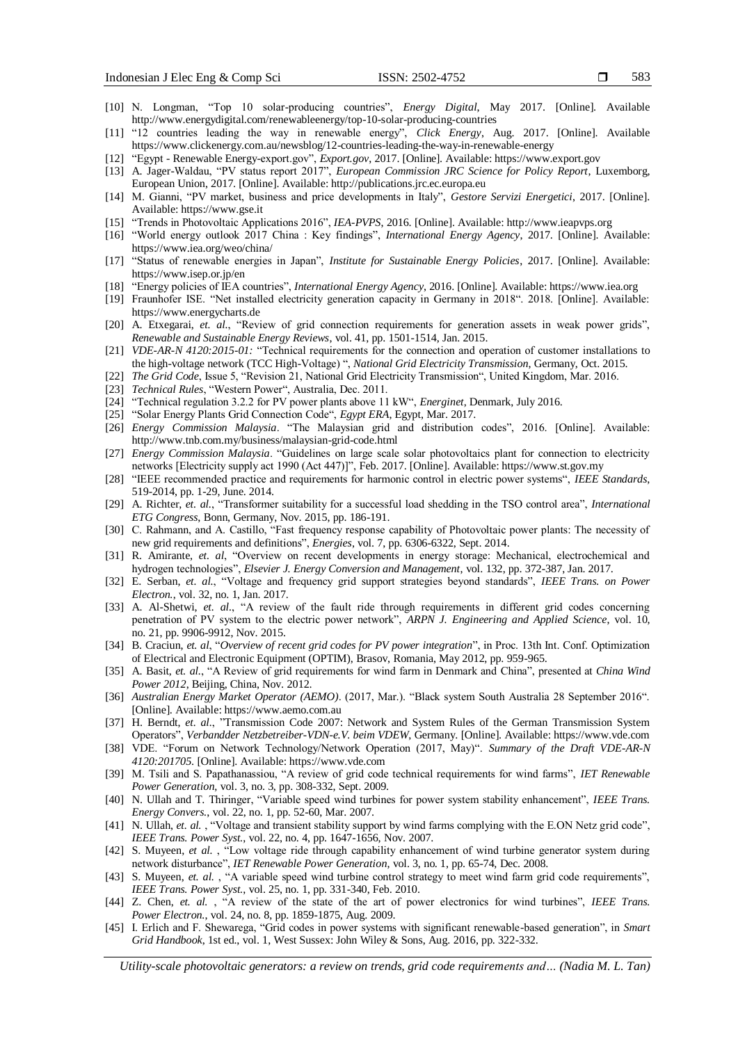[10] N. Longman, "Top 10 solar-producing countries", *Energy Digital*, May 2017. [Online]. Available http://www.energydigital.com/renewableenergy/top-10-solar-producing-countries

[11] "12 countries leading the way in renewable energy", *Click Energy*, Aug. 2017. [Online]. Available https://www.clickenergy.com.au/newsblog/12-countries-leading-the-way-in-renewable-energy

[12] "Egypt - Renewable Energy-export.gov", *Export.gov*, 2017. [Online]. Available: https://www.export.gov

[13] A. Jager-Waldau, "PV status report 2017", *European Commission JRC Science for Policy Report*, Luxemborg, European Union, 2017. [Online]. Available: http://publications.jrc.ec.europa.eu

[14] M. Gianni, "PV market, business and price developments in Italy", *Gestore Servizi Energetici*, 2017. [Online]. Available: https://www.gse.it

[15] "Trends in Photovoltaic Applications 2016", *IEA-PVPS*, 2016. [Online]. Available: http://www.ieapvps.org

[16] "World energy outlook 2017 China : Key findings", *International Energy Agency*, 2017. [Online]. Available: https://www.iea.org/weo/china/

[17] "Status of renewable energies in Japan", *Institute for Sustainable Energy Policies*, 2017. [Online]. Available: https://www.isep.or.jp/en

[18] "Energy policies of IEA countries", *International Energy Agency*, 2016. [Online]. Available: https://www.iea.org

[19] Fraunhofer ISE. "Net installed electricity generation capacity in Germany in 2018". 2018. [Online]. Available: https://www.energycharts.de

[20] A. Etxegarai, *et. al.*, "Review of grid connection requirements for generation assets in weak power grids", *Renewable and Sustainable Energy Reviews*, vol. 41, pp. 1501-1514, Jan. 2015.

[21] *VDE-AR-N 4120:2015-01:* "Technical requirements for the connection and operation of customer installations to the high-voltage network (TCC High-Voltage) ", *National Grid Electricity Transmission*, Germany, Oct. 2015.

[22] *The Grid Code*, Issue 5, "Revision 21, National Grid Electricity Transmission", United Kingdom, Mar. 2016.

[23] *Technical Rules*, "Western Power", Australia, Dec. 2011.

[24] "Technical regulation 3.2.2 for PV power plants above 11 kW", *Energinet*, Denmark, July 2016.

[25] "Solar Energy Plants Grid Connection Code", *Egypt ERA*, Egypt, Mar. 2017.

[26] *Energy Commission Malaysia*. "The Malaysian grid and distribution codes", 2016. [Online]. Available: http://www.tnb.com.my/business/malaysian-grid-code.html

[27] *Energy Commission Malaysia*. "Guidelines on large scale solar photovoltaics plant for connection to electricity networks [Electricity supply act 1990 (Act 447)]", Feb. 2017. [Online]. Available: https://www.st.gov.my

[28] "IEEE recommended practice and requirements for harmonic control in electric power systems", *IEEE Standards*, 519-2014, pp. 1-29, June. 2014.

[29] A. Richter, *et. al.*, "Transformer suitability for a successful load shedding in the TSO control area", *International ETG Congress*, Bonn, Germany, Nov. 2015, pp. 186-191.

[30] C. Rahmann, and A. Castillo, "Fast frequency response capability of Photovoltaic power plants: The necessity of new grid requirements and definitions", *Energies*, vol. 7, pp. 6306-6322, Sept. 2014.

[31] R. Amirante, *et. al*, "Overview on recent developments in energy storage: Mechanical, electrochemical and hydrogen technologies", *Elsevier J. Energy Conversion and Management*, vol. 132, pp. 372-387, Jan. 2017.

[32] E. Serban, *et. al.*, "Voltage and frequency grid support strategies beyond standards", *IEEE Trans. on Power Electron.*, vol. 32, no. 1, Jan. 2017.

[33] A. Al-Shetwi, *et. al.*, "A review of the fault ride through requirements in different grid codes concerning penetration of PV system to the electric power network", *ARPN J. Engineering and Applied Science*, vol. 10, no. 21, pp. 9906-9912, Nov. 2015.

[34] B. Craciun, *et. al*, "*Overview of recent grid codes for PV power integration*", in Proc. 13th Int. Conf. Optimization of Electrical and Electronic Equipment (OPTIM), Brasov, Romania, May 2012, pp. 959-965.

[35] A. Basit, *et. al.*, "A Review of grid requirements for wind farm in Denmark and China", presented at *China Wind Power 2012*, Beijing, China, Nov. 2012.

[36] *Australian Energy Market Operator (AEMO)*. (2017, Mar.). "Black system South Australia 28 September 2016". [Online]. Available: https://www.aemo.com.au

[37] H. Berndt, *et. al.*, "Transmission Code 2007: Network and System Rules of the German Transmission System Operators", *Verbandder Netzbetreiber-VDN-e.V. beim VDEW*, Germany. [Online]. Available: https://www.vde.com

[38] VDE. "Forum on Network Technology/Network Operation (2017, May)". *Summary of the Draft VDE-AR-N 4120:201705*. [Online]. Available: https://www.vde.com

[39] M. Tsili and S. Papathanassiou, "A review of grid code technical requirements for wind farms", *IET Renewable Power Generation*, vol. 3, no. 3, pp. 308-332, Sept. 2009.

[40] N. Ullah and T. Thiringer, "Variable speed wind turbines for power system stability enhancement", *IEEE Trans. Energy Convers.*, vol. 22, no. 1, pp. 52-60, Mar. 2007.

[41] N. Ullah, *et. al.* , "Voltage and transient stability support by wind farms complying with the E.ON Netz grid code", *IEEE Trans. Power Syst.*, vol. 22, no. 4, pp. 1647-1656, Nov. 2007.

[42] S. Muyeen, *et al.* , "Low voltage ride through capability enhancement of wind turbine generator system during network disturbance", *IET Renewable Power Generation*, vol. 3, no. 1, pp. 65-74, Dec. 2008.

[43] S. Muyeen, *et. al.* , "A variable speed wind turbine control strategy to meet wind farm grid code requirements", *IEEE Trans. Power Syst.*, vol. 25, no. 1, pp. 331-340, Feb. 2010.

[44] Z. Chen, *et. al.* , "A review of the state of the art of power electronics for wind turbines", *IEEE Trans. Power Electron.*, vol. 24, no. 8, pp. 1859-1875, Aug. 2009.

[45] I. Erlich and F. Shewarega, "Grid codes in power systems with significant renewable-based generation", in *Smart Grid Handbook*, 1st ed., vol. 1, West Sussex: John Wiley & Sons, Aug. 2016, pp. 322-332.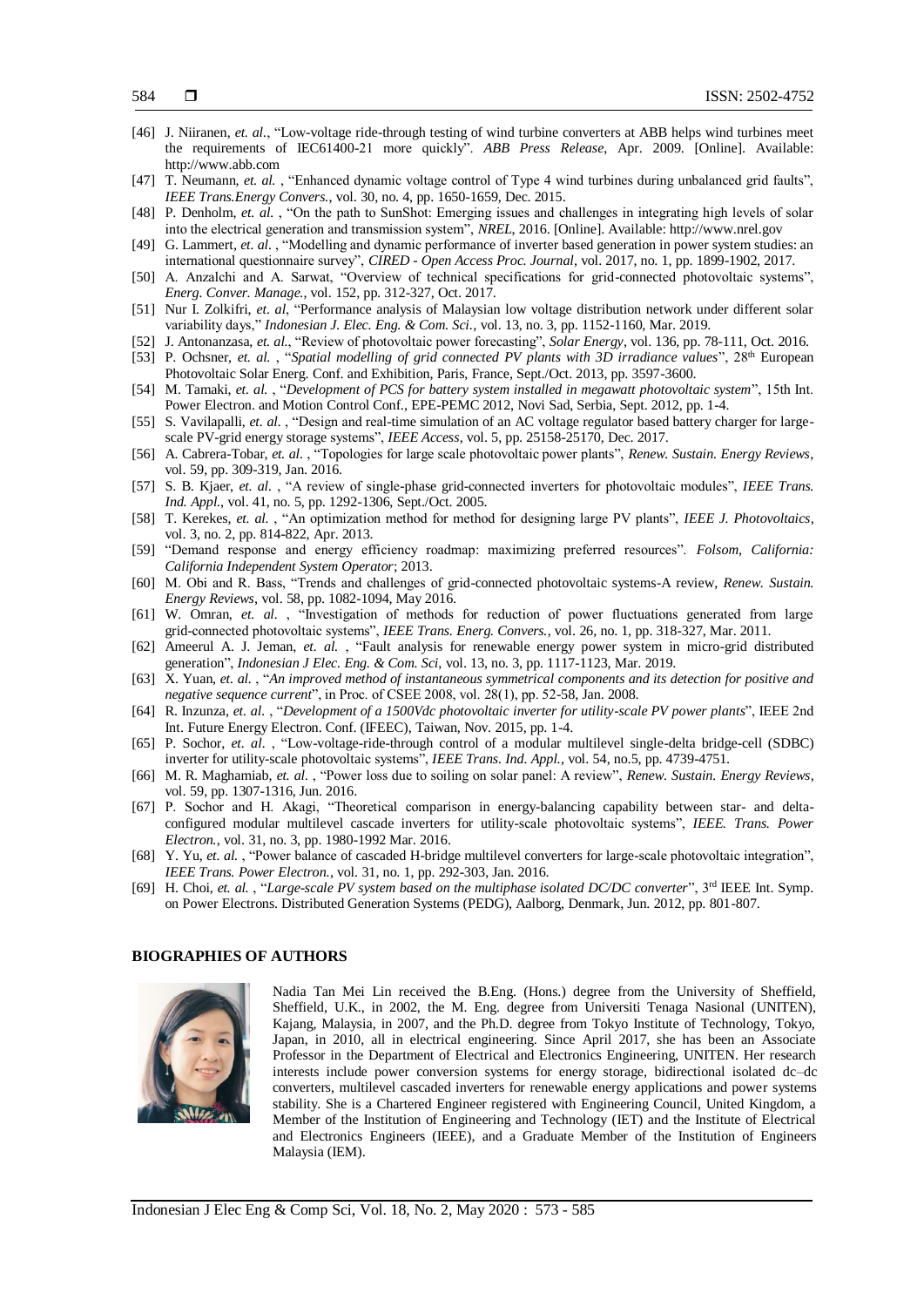[46] J. Niiranen, *et. al.*, "Low-voltage ride-through testing of wind turbine converters at ABB helps wind turbines meet the requirements of IEC61400-21 more quickly". *ABB Press Release*, Apr. 2009. [Online]. Available: http://www.abb.com

[47] T. Neumann, *et. al.* , "Enhanced dynamic voltage control of Type 4 wind turbines during unbalanced grid faults", *IEEE Trans.Energy Convers.*, vol. 30, no. 4, pp. 1650-1659, Dec. 2015.

[48] P. Denholm, *et. al.* , "On the path to SunShot: Emerging issues and challenges in integrating high levels of solar into the electrical generation and transmission system", *NREL*, 2016. [Online]. Available: http://www.nrel.gov

[49] G. Lammert, *et. al.* , "Modelling and dynamic performance of inverter based generation in power system studies: an international questionnaire survey", *CIRED - Open Access Proc. Journal*, vol. 2017, no. 1, pp. 1899-1902, 2017.

[50] A. Anzalchi and A. Sarwat, "Overview of technical specifications for grid-connected photovoltaic systems", *Energ. Conver. Manage.*, vol. 152, pp. 312-327, Oct. 2017.

[51] Nur I. Zolkifri, *et. al*, "Performance analysis of Malaysian low voltage distribution network under different solar variability days," *Indonesian J. Elec. Eng. & Com. Sci.*, vol. 13, no. 3, pp. 1152-1160, Mar. 2019.

[52] J. Antonanzasa, *et. al.*, "Review of photovoltaic power forecasting", *Solar Energy*, vol. 136, pp. 78-111, Oct. 2016.

[53] P. Ochsner, *et. al.* , "*Spatial modelling of grid connected PV plants with 3D irradiance values*", 28th European Photovoltaic Solar Energ. Conf. and Exhibition, Paris, France, Sept./Oct. 2013, pp. 3597-3600.

[54] M. Tamaki, *et. al.* , "*Development of PCS for battery system installed in megawatt photovoltaic system*", 15th Int. Power Electron. and Motion Control Conf., EPE-PEMC 2012, Novi Sad, Serbia, Sept. 2012, pp. 1-4.

[55] S. Vavilapalli, *et. al.* , "Design and real-time simulation of an AC voltage regulator based battery charger for large-scale PV-grid energy storage systems", *IEEE Access*, vol. 5, pp. 25158-25170, Dec. 2017.

[56] A. Cabrera-Tobar, *et. al.* , "Topologies for large scale photovoltaic power plants", *Renew. Sustain. Energy Reviews*, vol. 59, pp. 309-319, Jan. 2016.

[57] S. B. Kjaer, *et. al.* , "A review of single-phase grid-connected inverters for photovoltaic modules", *IEEE Trans. Ind. Appl.*, vol. 41, no. 5, pp. 1292-1306, Sept./Oct. 2005.

[58] T. Kerekes, *et. al.* , "An optimization method for method for designing large PV plants", *IEEE J. Photovoltaics*, vol. 3, no. 2, pp. 814-822, Apr. 2013.

[59] "Demand response and energy efficiency roadmap: maximizing preferred resources". *Folsom, California: California Independent System Operator*; 2013.

[60] M. Obi and R. Bass, "Trends and challenges of grid-connected photovoltaic systems-A review, *Renew. Sustain. Energy Reviews*, vol. 58, pp. 1082-1094, May 2016.

[61] W. Omran, *et. al.* , "Investigation of methods for reduction of power fluctuations generated from large grid-connected photovoltaic systems", *IEEE Trans. Energ. Convers.*, vol. 26, no. 1, pp. 318-327, Mar. 2011.

[62] Ameerul A. J. Jeman, *et. al.* , "Fault analysis for renewable energy power system in micro-grid distributed generation", *Indonesian J Elec. Eng. & Com. Sci*, vol. 13, no. 3, pp. 1117-1123, Mar. 2019.

[63] X. Yuan, *et. al.* , "*An improved method of instantaneous symmetrical components and its detection for positive and negative sequence current*", in Proc. of CSEE 2008, vol. 28(1), pp. 52-58, Jan. 2008.

[64] R. Inzunza, *et. al.* , "*Development of a 1500Vdc photovoltaic inverter for utility-scale PV power plants*", IEEE 2nd Int. Future Energy Electron. Conf. (IFEEC), Taiwan, Nov. 2015, pp. 1-4.

[65] P. Sochor, *et. al.* , "Low-voltage-ride-through control of a modular multilevel single-delta bridge-cell (SDBC) inverter for utility-scale photovoltaic systems", *IEEE Trans. Ind. Appl.*, vol. 54, no.5, pp. 4739-4751.

[66] M. R. Maghamiab, *et. al.* , "Power loss due to soiling on solar panel: A review", *Renew. Sustain. Energy Reviews*, vol. 59, pp. 1307-1316, Jun. 2016.

[67] P. Sochor and H. Akagi, "Theoretical comparison in energy-balancing capability between star- and delta-configured modular multilevel cascade inverters for utility-scale photovoltaic systems", *IEEE. Trans. Power Electron.*, vol. 31, no. 3, pp. 1980-1992 Mar. 2016.

[68] Y. Yu, *et. al.* , "Power balance of cascaded H-bridge multilevel converters for large-scale photovoltaic integration", *IEEE Trans. Power Electron.*, vol. 31, no. 1, pp. 292-303, Jan. 2016.

[69] H. Choi, *et. al.* , "*Large-scale PV system based on the multiphase isolated DC/DC converter*", 3rd IEEE Int. Symp. on Power Electrons. Distributed Generation Systems (PEDG), Aalborg, Denmark, Jun. 2012, pp. 801-807.

## BIOGRAPHIES OF AUTHORS

Nadia Tan Mei Lin received the B.Eng. (Hons.) degree from the University of Sheffield, Sheffield, U.K., in 2002, the M. Eng. degree from Universiti Tenaga Nasional (UNITEN), Kajang, Malaysia, in 2007, and the Ph.D. degree from Tokyo Institute of Technology, Tokyo, Japan, in 2010, all in electrical engineering. Since April 2017, she has been an Associate Professor in the Department of Electrical and Electronics Engineering, UNITEN. Her research interests include power conversion systems for energy storage, bidirectional isolated dc–dc converters, multilevel cascaded inverters for renewable energy applications and power systems stability. She is a Chartered Engineer registered with Engineering Council, United Kingdom, a Member of the Institution of Engineering and Technology (IET) and the Institute of Electrical and Electronics Engineers (IEEE), and a Graduate Member of the Institution of Engineers Malaysia (IEM).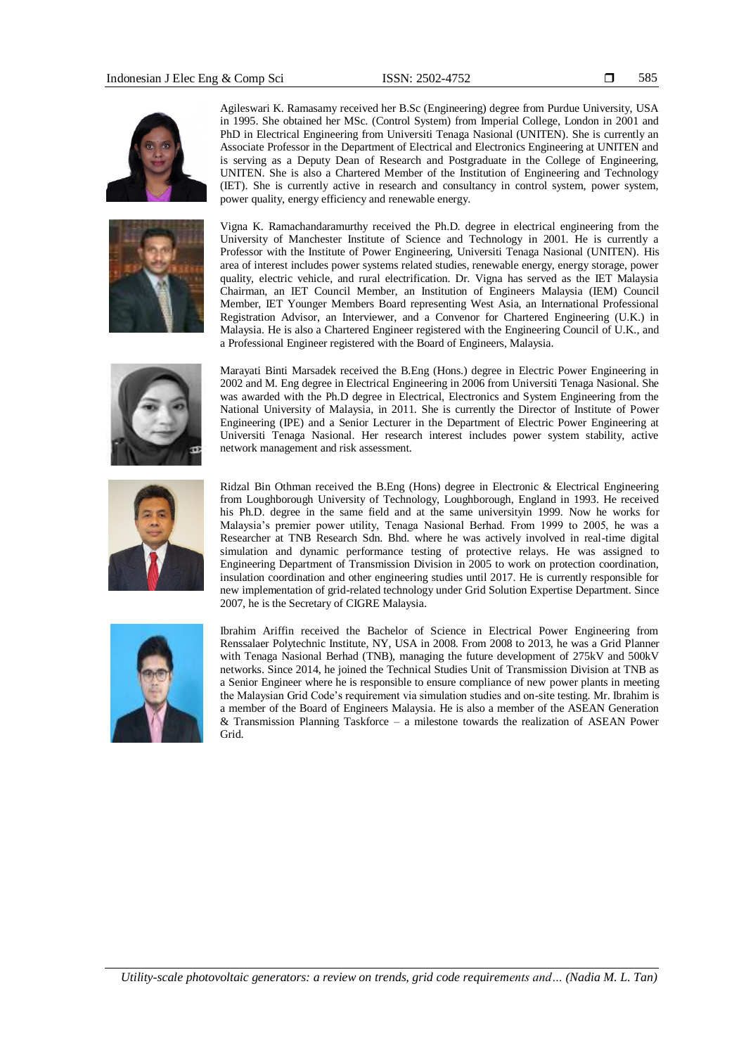Agileswari K. Ramasamy received her B.Sc (Engineering) degree from Purdue University, USA in 1995. She obtained her MSc. (Control System) from Imperial College, London in 2001 and PhD in Electrical Engineering from Universiti Tenaga Nasional (UNITEN). She is currently an Associate Professor in the Department of Electrical and Electronics Engineering at UNITEN and is serving as a Deputy Dean of Research and Postgraduate in the College of Engineering, UNITEN. She is also a Chartered Member of the Institution of Engineering and Technology (IET). She is currently active in research and consultancy in control system, power system, power quality, energy efficiency and renewable energy.

Vigna K. Ramachandaramurthy received the Ph.D. degree in electrical engineering from the University of Manchester Institute of Science and Technology in 2001. He is currently a Professor with the Institute of Power Engineering, Universiti Tenaga Nasional (UNITEN). His area of interest includes power systems related studies, renewable energy, energy storage, power quality, electric vehicle, and rural electrification. Dr. Vigna has served as the IET Malaysia Chairman, an IET Council Member, an Institution of Engineers Malaysia (IEM) Council Member, IET Younger Members Board representing West Asia, an International Professional Registration Advisor, an Interviewer, and a Convenor for Chartered Engineering (U.K.) in Malaysia. He is also a Chartered Engineer registered with the Engineering Council of U.K., and a Professional Engineer registered with the Board of Engineers, Malaysia.

Marayati Binti Marsadek received the B.Eng (Hons.) degree in Electric Power Engineering in 2002 and M. Eng degree in Electrical Engineering in 2006 from Universiti Tenaga Nasional. She was awarded with the Ph.D degree in Electrical, Electronics and System Engineering from the National University of Malaysia, in 2011. She is currently the Director of Institute of Power Engineering (IPE) and a Senior Lecturer in the Department of Electric Power Engineering at Universiti Tenaga Nasional. Her research interest includes power system stability, active network management and risk assessment.

Ridzal Bin Othman received the B.Eng (Hons) degree in Electronic & Electrical Engineering from Loughborough University of Technology, Loughborough, England in 1993. He received his Ph.D. degree in the same field and at the same universityin 1999. Now he works for Malaysia's premier power utility, Tenaga Nasional Berhad. From 1999 to 2005, he was a Researcher at TNB Research Sdn. Bhd. where he was actively involved in real-time digital simulation and dynamic performance testing of protective relays. He was assigned to Engineering Department of Transmission Division in 2005 to work on protection coordination, insulation coordination and other engineering studies until 2017. He is currently responsible for new implementation of grid-related technology under Grid Solution Expertise Department. Since 2007, he is the Secretary of CIGRE Malaysia.

Ibrahim Ariffin received the Bachelor of Science in Electrical Power Engineering from Renssalaer Polytechnic Institute, NY, USA in 2008. From 2008 to 2013, he was a Grid Planner with Tenaga Nasional Berhad (TNB), managing the future development of 275kV and 500kV networks. Since 2014, he joined the Technical Studies Unit of Transmission Division at TNB as a Senior Engineer where he is responsible to ensure compliance of new power plants in meeting the Malaysian Grid Code's requirement via simulation studies and on-site testing. Mr. Ibrahim is a member of the Board of Engineers Malaysia. He is also a member of the ASEAN Generation & Transmission Planning Taskforce – a milestone towards the realization of ASEAN Power Grid.